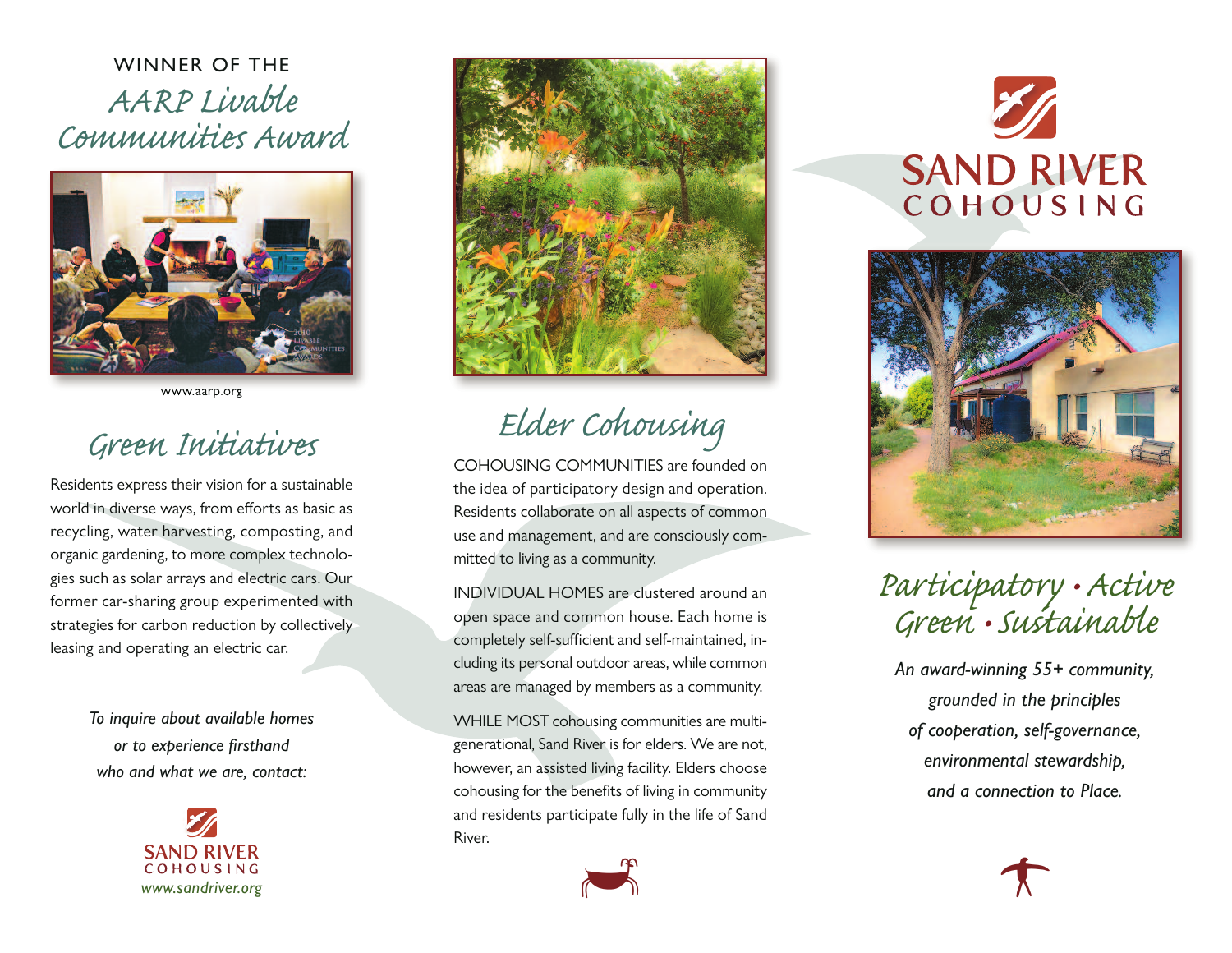WINNER OF THE

# AARP Livable Communities Award

www.aarp.org

## Green Initiatives

Residents express their vision for a sustainable world in diverse ways, from efforts as basic as recycling, water harvesting, composting, and organic gardening, to more complex technologies such as solar arrays and electric cars. Our former car-sharing group experimented with strategies for carbon reduction by collectively leasing and operating an electric car.

*To inquire about available homes or to experience firsthand who and what we are, contact:*

SAND RIVER COHOUSING
*www.sandriver.org*

## Elder Cohousing

COHOUSING COMMUNITIES are founded on the idea of participatory design and operation. Residents collaborate on all aspects of common use and management, and are consciously committed to living as a community.

INDIVIDUAL HOMES are clustered around an open space and common house. Each home is completely self-sufficient and self-maintained, including its personal outdoor areas, while common areas are managed by members as a community.

WHILE MOST cohousing communities are multi-generational, Sand River is for elders. We are not, however, an assisted living facility. Elders choose cohousing for the benefits of living in community and residents participate fully in the life of Sand River.

# SAND RIVER COHOUSING

## Participatory • Active Green • Sustainable

*An award-winning 55+ community, grounded in the principles of cooperation, self-governance, environmental stewardship, and a connection to Place.*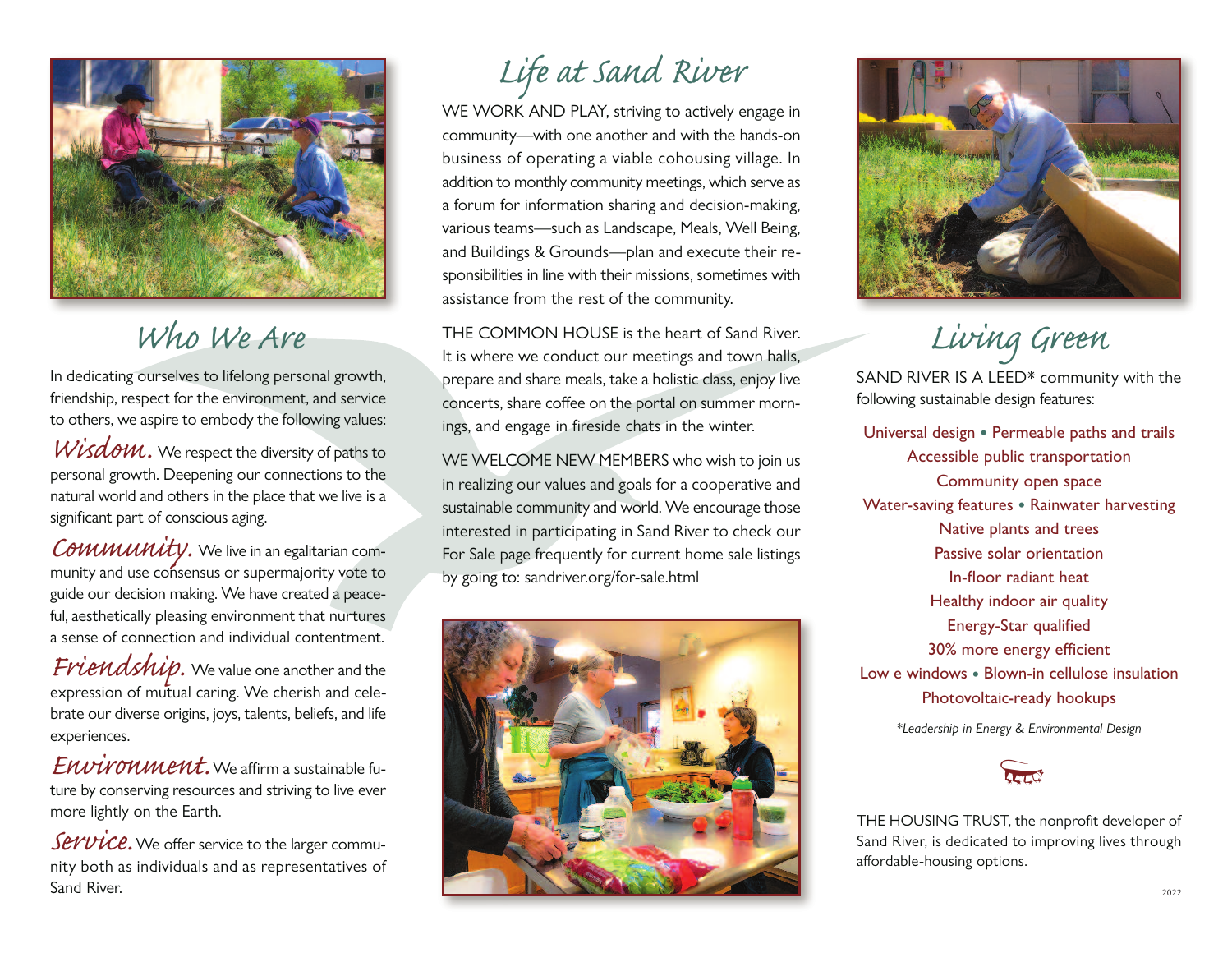## Who We Are

In dedicating ourselves to lifelong personal growth, friendship, respect for the environment, and service to others, we aspire to embody the following values:

*Wisdom.* We respect the diversity of paths to personal growth. Deepening our connections to the natural world and others in the place that we live is a significant part of conscious aging.

*Community.* We live in an egalitarian community and use consensus or supermajority vote to guide our decision making. We have created a peaceful, aesthetically pleasing environment that nurtures a sense of connection and individual contentment.

*Friendship.* We value one another and the expression of mutual caring. We cherish and celebrate our diverse origins, joys, talents, beliefs, and life experiences.

*Environment.* We affirm a sustainable future by conserving resources and striving to live ever more lightly on the Earth.

*Service.* We offer service to the larger community both as individuals and as representatives of Sand River.

## Life at Sand River

WE WORK AND PLAY, striving to actively engage in community—with one another and with the hands-on business of operating a viable cohousing village. In addition to monthly community meetings, which serve as a forum for information sharing and decision-making, various teams—such as Landscape, Meals, Well Being, and Buildings & Grounds—plan and execute their responsibilities in line with their missions, sometimes with assistance from the rest of the community.

THE COMMON HOUSE is the heart of Sand River. It is where we conduct our meetings and town halls, prepare and share meals, take a holistic class, enjoy live concerts, share coffee on the portal on summer mornings, and engage in fireside chats in the winter.

WE WELCOME NEW MEMBERS who wish to join us in realizing our values and goals for a cooperative and sustainable community and world. We encourage those interested in participating in Sand River to check our For Sale page frequently for current home sale listings by going to: sandriver.org/for-sale.html

## Living Green

SAND RIVER IS A LEED* community with the following sustainable design features:

Universal design • Permeable paths and trails
Accessible public transportation
Community open space
Water-saving features • Rainwater harvesting
Native plants and trees
Passive solar orientation
In-floor radiant heat
Healthy indoor air quality
Energy-Star qualified
30% more energy efficient
Low e windows • Blown-in cellulose insulation
Photovoltaic-ready hookups

*\*Leadership in Energy & Environmental Design*

THE HOUSING TRUST, the nonprofit developer of Sand River, is dedicated to improving lives through affordable-housing options.

2022